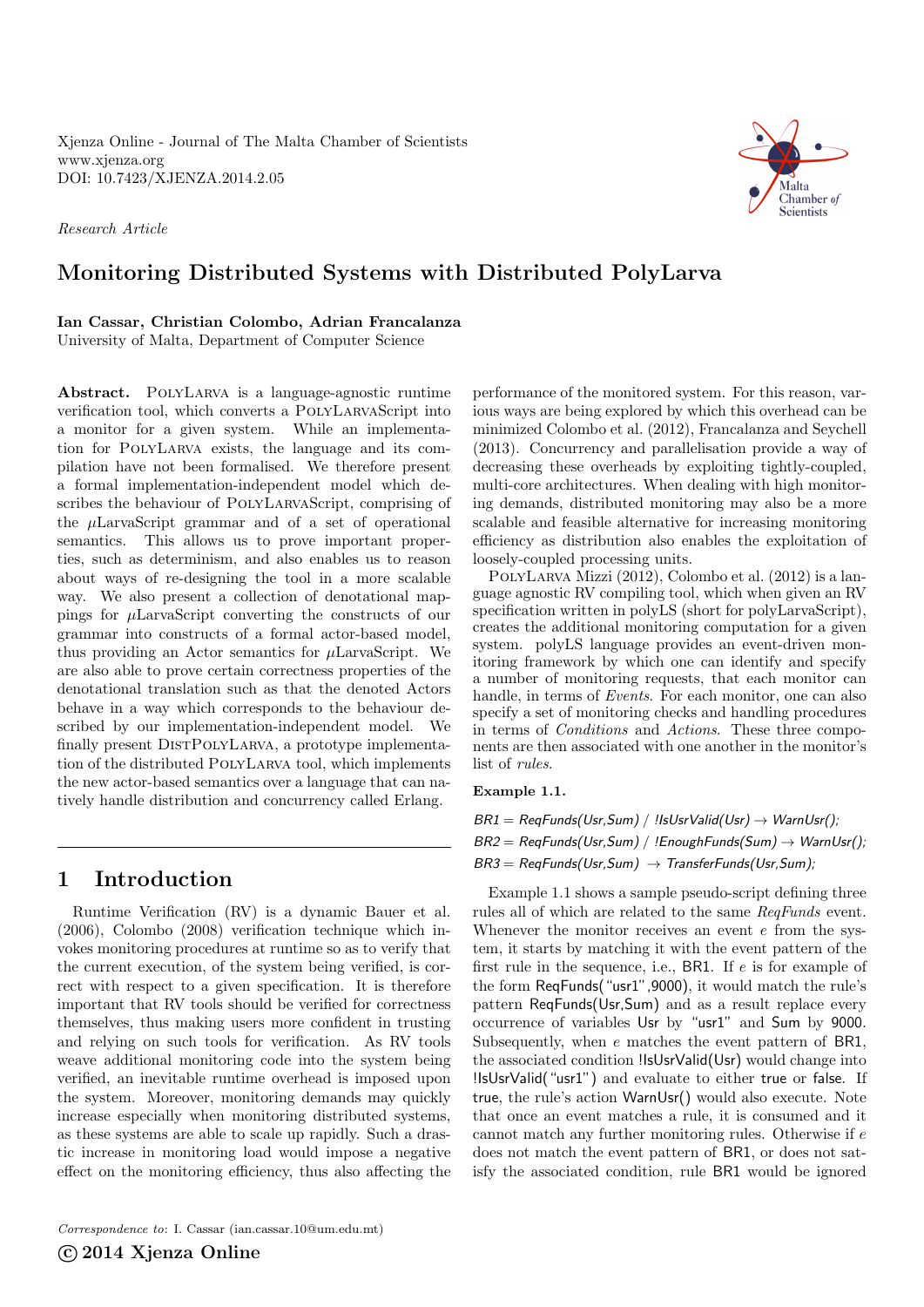Xjenza Online - Journal of The Malta Chamber of Scientists
www.xjenza.org
DOI: 10.7423/XJENZA.2014.2.05

*Research Article*

# Monitoring Distributed Systems with Distributed PolyLarva

**Ian Cassar, Christian Colombo, Adrian Francalanza**
University of Malta, Department of Computer Science

**Abstract.** PolyLarva is a language-agnostic runtime verification tool, which converts a PolyLarvaScript into a monitor for a given system. While an implementation for PolyLarva exists, the language and its compilation have not been formalised. We therefore present a formal implementation-independent model which describes the behaviour of PolyLarvaScript, comprising of the $\mu$LarvaScript grammar and of a set of operational semantics. This allows us to prove important properties, such as determinism, and also enables us to reason about ways of re-designing the tool in a more scalable way. We also present a collection of denotational mappings for $\mu$LarvaScript converting the constructs of our grammar into constructs of a formal actor-based model, thus providing an Actor semantics for $\mu$LarvaScript. We are also able to prove certain correctness properties of the denotational translation such as that the denoted Actors behave in a way which corresponds to the behaviour described by our implementation-independent model. We finally present DistPolyLarva, a prototype implementation of the distributed PolyLarva tool, which implements the new actor-based semantics over a language that can natively handle distribution and concurrency called Erlang.

## 1 Introduction

Runtime Verification (RV) is a dynamic Bauer et al. (2006), Colombo (2008) verification technique which invokes monitoring procedures at runtime so as to verify that the current execution, of the system being verified, is correct with respect to a given specification. It is therefore important that RV tools should be verified for correctness themselves, thus making users more confident in trusting and relying on such tools for verification. As RV tools weave additional monitoring code into the system being verified, an inevitable runtime overhead is imposed upon the system. Moreover, monitoring demands may quickly increase especially when monitoring distributed systems, as these systems are able to scale up rapidly. Such a drastic increase in monitoring load would impose a negative effect on the monitoring efficiency, thus also affecting the performance of the monitored system. For this reason, various ways are being explored by which this overhead can be minimized Colombo et al. (2012), Francalanza and Seychell (2013). Concurrency and parallelisation provide a way of decreasing these overheads by exploiting tightly-coupled, multi-core architectures. When dealing with high monitoring demands, distributed monitoring may also be a more scalable and feasible alternative for increasing monitoring efficiency as distribution also enables the exploitation of loosely-coupled processing units.

PolyLarva Mizzi (2012), Colombo et al. (2012) is a language agnostic RV compiling tool, which when given an RV specification written in polyLS (short for polyLarvaScript), creates the additional monitoring computation for a given system. polyLS language provides an event-driven monitoring framework by which one can identify and specify a number of monitoring requests, that each monitor can handle, in terms of *Events*. For each monitor, one can also specify a set of monitoring checks and handling procedures in terms of *Conditions* and *Actions*. These three components are then associated with one another in the monitor's list of *rules*.

**Example 1.1.**

*BR1 = ReqFunds(Usr,Sum) / !IsUsrValid(Usr) → WarnUsr();*
*BR2 = ReqFunds(Usr,Sum) / !EnoughFunds(Sum) → WarnUsr();*
*BR3 = ReqFunds(Usr,Sum) → TransferFunds(Usr,Sum);*

Example 1.1 shows a sample pseudo-script defining three rules all of which are related to the same *ReqFunds* event. Whenever the monitor receives an event $e$ from the system, it starts by matching it with the event pattern of the first rule in the sequence, i.e., BR1. If $e$ is for example of the form ReqFunds("usr1",9000), it would match the rule's pattern ReqFunds(Usr,Sum) and as a result replace every occurrence of variables Usr by "usr1" and Sum by 9000. Subsequently, when $e$ matches the event pattern of BR1, the associated condition !IsUsrValid(Usr) would change into !IsUsrValid("usr1") and evaluate to either true or false. If true, the rule's action WarnUsr() would also execute. Note that once an event matches a rule, it is consumed and it cannot match any further monitoring rules. Otherwise if $e$ does not match the event pattern of BR1, or does not satisfy the associated condition, rule BR1 would be ignored

*Correspondence to*: I. Cassar (ian.cassar.10@um.edu.mt)

© 2014 Xjenza Online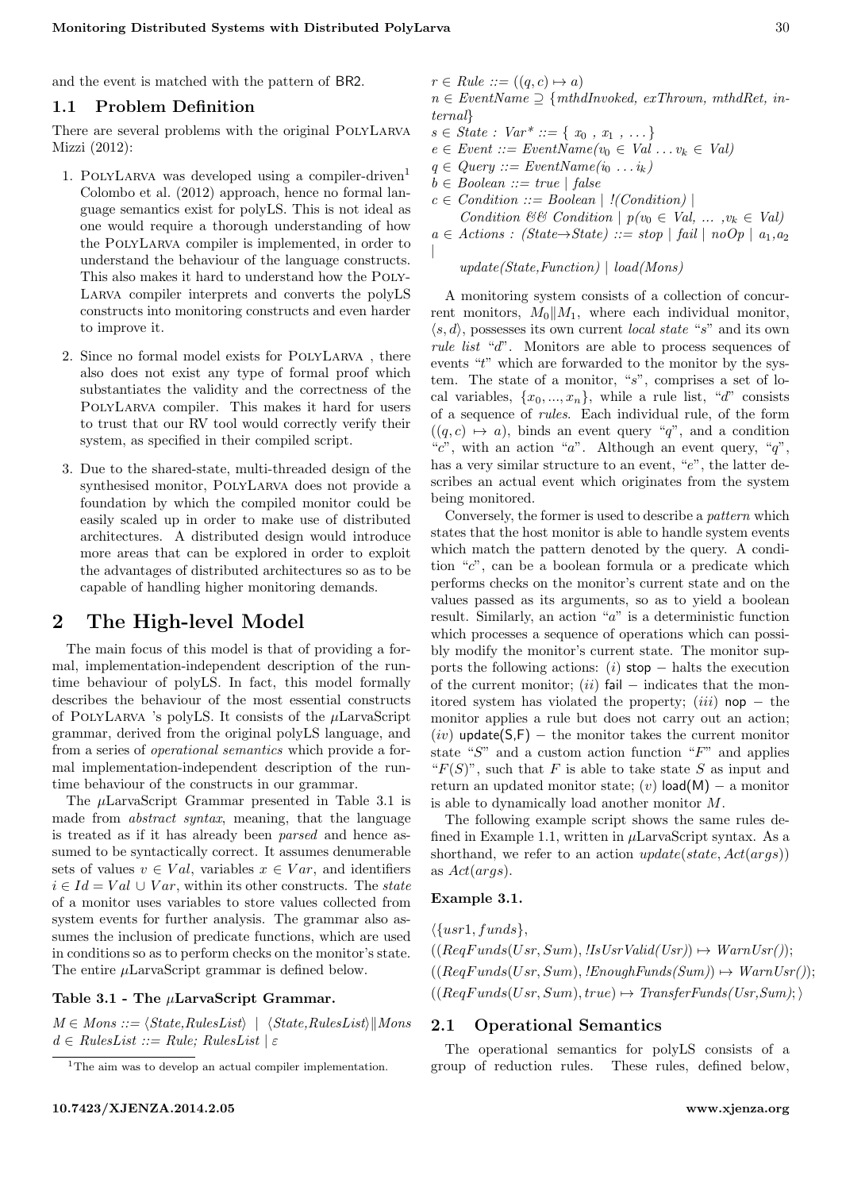and the event is matched with the pattern of BR2.

## 1.1 Problem Definition

There are several problems with the original PolyLarva Mizzi (2012):

1. PolyLarva was developed using a compiler-driven[1] Colombo et al. (2012) approach, hence no formal language semantics exist for polyLS. This is not ideal as one would require a thorough understanding of how the PolyLarva compiler is implemented, in order to understand the behaviour of the language constructs. This also makes it hard to understand how the PolyLarva compiler interprets and converts the polyLS constructs into monitoring constructs and even harder to improve it.

2. Since no formal model exists for PolyLarva , there also does not exist any type of formal proof which substantiates the validity and the correctness of the PolyLarva compiler. This makes it hard for users to trust that our RV tool would correctly verify their system, as specified in their compiled script.

3. Due to the shared-state, multi-threaded design of the synthesised monitor, PolyLarva does not provide a foundation by which the compiled monitor could be easily scaled up in order to make use of distributed architectures. A distributed design would introduce more areas that can be explored in order to exploit the advantages of distributed architectures so as to be capable of handling higher monitoring demands.

# 2 The High-level Model

The main focus of this model is that of providing a formal, implementation-independent description of the runtime behaviour of polyLS. In fact, this model formally describes the behaviour of the most essential constructs of PolyLarva 's polyLS. It consists of the $\mu$LarvaScript grammar, derived from the original polyLS language, and from a series of *operational semantics* which provide a formal implementation-independent description of the runtime behaviour of the constructs in our grammar.

The $\mu$LarvaScript Grammar presented in Table 3.1 is made from *abstract syntax*, meaning, that the language is treated as if it has already been *parsed* and hence assumed to be syntactically correct. It assumes denumerable sets of values $v \in Val$, variables $x \in Var$, and identifiers $i \in Id = Val \cup Var$, within its other constructs. The *state* of a monitor uses variables to store values collected from system events for further analysis. The grammar also assumes the inclusion of predicate functions, which are used in conditions so as to perform checks on the monitor's state. The entire $\mu$LarvaScript grammar is defined below.

**Table 3.1 - The $\mu$LarvaScript Grammar.**

$M \in Mons ::= \langle State, RulesList \rangle \;\mid\; \langle State, RulesList \rangle \| Mons$
$d \in RulesList ::= Rule;\ RulesList \mid \varepsilon$
$r \in Rule ::= ((q, c) \mapsto a)$
$n \in EventName \supseteq \{mthdInvoked,\ exThrown,\ mthdRet,\ internal\}$
$s \in State : Var^* ::= \{\ x_0\ ,\ x_1\ ,\ \ldots \}$
$e \in Event ::= EventName(v_0 \in Val \ldots v_k \in Val)$
$q \in Query ::= EventName(i_0 \ldots i_k)$
$b \in Boolean ::= true \mid false$
$c \in Condition ::= Boolean \mid\ !(Condition) \mid$
$\quad Condition\ \&\&\ Condition \mid p(v_0 \in Val,\ \ldots\ , v_k \in Val)$
$a \in Actions : (State {\rightarrow} State) ::= stop \mid fail \mid noOp \mid a_1, a_2 \mid$
$\quad update(State, Function) \mid load(Mons)$

A monitoring system consists of a collection of concurrent monitors, $M_0 \| M_1$, where each individual monitor, $\langle s, d \rangle$, possesses its own current *local state* "$s$" and its own *rule list* "$d$". Monitors are able to process sequences of events "$t$" which are forwarded to the monitor by the system. The state of a monitor, "$s$", comprises a set of local variables, $\{x_0, ..., x_n\}$, while a rule list, "$d$" consists of a sequence of *rules*. Each individual rule, of the form $((q, c) \mapsto a)$, binds an event query "$q$", and a condition "$c$", with an action "$a$". Although an event query, "$q$", has a very similar structure to an event, "$e$", the latter describes an actual event which originates from the system being monitored.

Conversely, the former is used to describe a *pattern* which states that the host monitor is able to handle system events which match the pattern denoted by the query. A condition "$c$", can be a boolean formula or a predicate which performs checks on the monitor's current state and on the values passed as its arguments, so as to yield a boolean result. Similarly, an action "$a$" is a deterministic function which processes a sequence of operations which can possibly modify the monitor's current state. The monitor supports the following actions: (*i*) stop − halts the execution of the current monitor; (*ii*) fail − indicates that the monitored system has violated the property; (*iii*) nop − the monitor applies a rule but does not carry out an action; (*iv*) update(S,F) − the monitor takes the current monitor state "$S$" and a custom action function "$F$" and applies "$F(S)$", such that $F$ is able to take state $S$ as input and return an updated monitor state; (*v*) load(M) − a monitor is able to dynamically load another monitor $M$.

The following example script shows the same rules defined in Example 1.1, written in $\mu$LarvaScript syntax. As a shorthand, we refer to an action $update(state, Act(args))$ as $Act(args)$.

**Example 3.1.**

$\langle \{usr1, funds\},$
$((ReqFunds(Usr, Sum),\ !IsUsrValid(Usr)) \mapsto WarnUsr());$
$((ReqFunds(Usr, Sum),\ !EnoughFunds(Sum)) \mapsto WarnUsr());$
$((ReqFunds(Usr, Sum), true) \mapsto TransferFunds(Usr, Sum);\ \rangle$

## 2.1 Operational Semantics

The operational semantics for polyLS consists of a group of reduction rules. These rules, defined below,

[1] The aim was to develop an actual compiler implementation.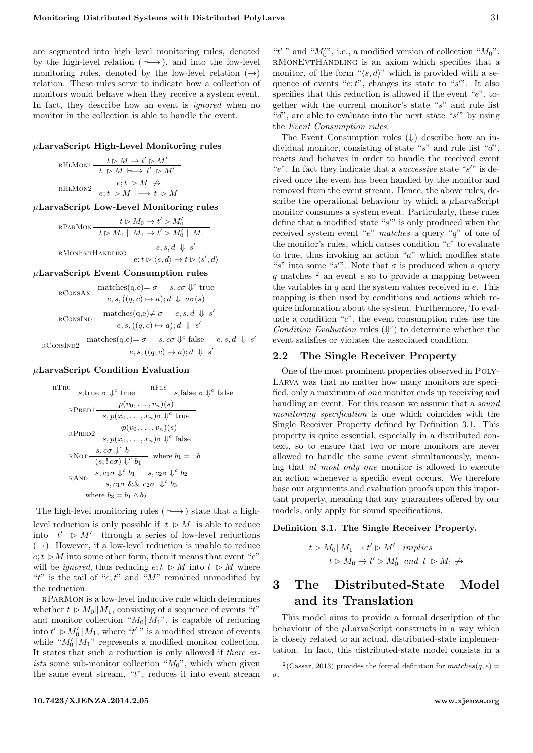are segmented into high level monitoring rules, denoted by the high-level relation ($\longmapsto$), and into the low-level monitoring rules, denoted by the low-level relation ($\rightarrow$) relation. These rules serve to indicate how a collection of monitors would behave when they receive a system event. In fact, they describe how an event is *ignored* when no monitor in the collection is able to handle the event.

#### $\mu$LarvaScript High-Level Monitoring rules

$$\textsc{rHlMon1}\ \frac{t \rhd M \rightarrow t' \rhd M'}{t \rhd M \longmapsto t' \rhd M'}$$

$$\textsc{rHlMon2}\ \frac{e;t \rhd M \not\rightarrow}{e;t \rhd M \longmapsto t \rhd M}$$

#### $\mu$LarvaScript Low-Level Monitoring rules

$$\textsc{rParMon}\ \frac{t \rhd M_0 \rightarrow t' \rhd M_0'}{t \rhd M_0 \parallel M_1 \rightarrow t' \rhd M_0' \parallel M_1}$$

$$\textsc{rMonEvtHandling}\ \frac{e, s, d \Downarrow s'}{e;t \rhd \langle s, d\rangle \rightarrow t \rhd \langle s', d\rangle}$$

#### $\mu$LarvaScript Event Consumption rules

$$\textsc{rConsAx}\ \frac{\text{matches(q,e)} = \sigma \quad s, c\sigma \Downarrow^c \text{true}}{e, s, ((q,c) \mapsto a); d \Downarrow a\sigma(s)}$$

$$\textsc{rConsInd1}\ \frac{\text{matches(q,e)} \neq \sigma \quad e, s, d \Downarrow s'}{e, s, ((q,c) \mapsto a); d \Downarrow s'}$$

$$\textsc{rConsInd2}\ \frac{\text{matches(q,e)} = \sigma \quad s, c\sigma \Downarrow^c \text{false} \quad e, s, d \Downarrow s'}{e, s, ((q,c) \mapsto a); d \Downarrow s'}$$

#### $\mu$LarvaScript Condition Evaluation

$$\textsc{rTru}\ \frac{}{s, \text{true}\ \sigma \Downarrow^c \text{true}} \qquad \textsc{rFls}\ \frac{}{s, \text{false}\ \sigma \Downarrow^c \text{false}}$$

$$\textsc{rPred1}\ \frac{p(v_0, \ldots, v_n)(s)}{s, p(x_0, \ldots, x_n)\sigma \Downarrow^c \text{true}}$$

$$\textsc{rPred2}\ \frac{\neg p(v_0, \ldots, v_n)(s)}{s, p(x_0, \ldots, x_n)\sigma \Downarrow^c \text{false}}$$

$$\textsc{rNot}\ \frac{s, c\sigma \Downarrow^c b}{(s, !\, c\sigma) \Downarrow^c b_1} \quad \text{where } b_1 = \neg b$$

$$\textsc{rAnd}\ \frac{s, c_1\sigma \Downarrow^c b_1 \quad s, c_2\sigma \Downarrow^c b_2}{s, c_1\sigma \ \&\&\ c_2\sigma \Downarrow^c b_3} \quad \text{where } b_3 = b_1 \wedge b_2$$

The high-level monitoring rules ($\longmapsto$) state that a high-level reduction is only possible if $t \rhd M$ is able to reduce into $t' \rhd M'$ through a series of low-level reductions ($\rightarrow$). However, if a low-level reduction is unable to reduce $e; t \rhd M$ into some other form, then it means that event "$e$" will be *ignored*, thus reducing $e; t \rhd M$ into $t \rhd M$ where "$t$" is the tail of "$e; t$" and "$M$" remained unmodified by the reduction.

rParMon is a low-level inductive rule which determines whether $t \rhd M_0 \| M_1$, consisting of a sequence of events "$t$" and monitor collection "$M_0 \| M_1$", is capable of reducing into $t' \rhd M_0' \| M_1$, where "$t'$" is a modified stream of events while "$M_0' \| M_1$" represents a modified monitor collection. It states that such a reduction is only allowed if *there exists* some sub-monitor collection "$M_0$", which when given the same event stream, "$t$", reduces it into event stream "$t'$" and "$M_0'$", i.e., a modified version of collection "$M_0$". rMonEvtHandling is an axiom which specifies that a monitor, of the form "$\langle s, d\rangle$" which is provided with a sequence of events "$e; t$", changes its state to "$s'$". It also specifies that this reduction is allowed if the event "$e$", together with the current monitor's state "$s$" and rule list "$d$", are able to evaluate into the next state "$s'$" by using the *Event Consumption rules*.

The Event Consumption rules ($\Downarrow$) describe how an individual monitor, consisting of state "$s$" and rule list "$d$", reacts and behaves in order to handle the received event "$e$". In fact they indicate that a *successive* state "$s'$" is derived once the event has been handled by the monitor and removed from the event stream. Hence, the above rules, describe the operational behaviour by which a $\mu$LarvaScript monitor consumes a system event. Particularly, these rules define that a modified state "$s'$" is only produced when the received system event "$e$" *matches* a query "$q$" of one of the monitor's rules, which causes condition "$c$" to evaluate to true, thus invoking an action "$a$" which modifies state "$s$" into some "$s'$". Note that $\sigma$ is produced when a query $q$ matches [2] an event $e$ so to provide a mapping between the variables in $q$ and the system values received in $e$. This mapping is then used by conditions and actions which require information about the system. Furthermore, To evaluate a condition "$c$", the event consumption rules use the *Condition Evaluation* rules ($\Downarrow^c$) to determine whether the event satisfies or violates the associated condition.

## 2.2 The Single Receiver Property

One of the most prominent properties observed in PolyLarva was that no matter how many monitors are specified, only a maximum of *one* monitor ends up receiving and handling an event. For this reason we assume that a *sound monitoring specification* is one which coincides with the Single Receiver Property defined by Definition 3.1. This property is quite essential, especially in a distributed context, so to ensure that two or more monitors are never allowed to handle the same event simultaneously, meaning that *at most only one* monitor is allowed to execute an action whenever a specific event occurs. We therefore base our arguments and evaluation proofs upon this important property, meaning that any guarantees offered by our models, only apply for sound specifications.

**Definition 3.1. The Single Receiver Property.**

$$t \rhd M_0 \| M_1 \rightarrow t' \rhd M' \quad \textit{implies}$$
$$t \rhd M_0 \rightarrow t' \rhd M_0' \ \textit{and}\ t \rhd M_1 \not\rightarrow$$

# 3 The Distributed-State Model and its Translation

This model aims to provide a formal description of the behaviour of the $\mu$LarvaScript constructs in a way which is closely related to an actual, distributed-state implementation. In fact, this distributed-state model consists in a

[2] (Cassar, 2013) provides the formal definition for $matches(q, e) = \sigma$.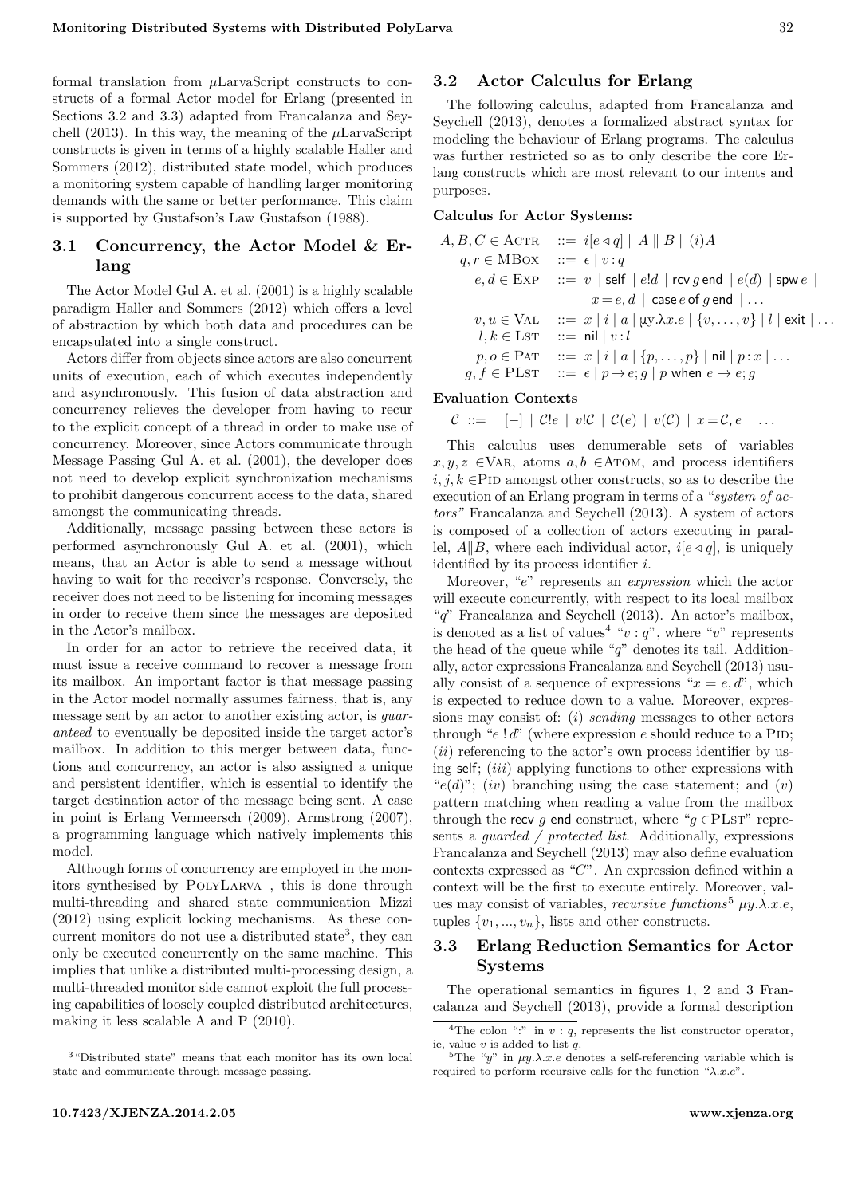formal translation from $\mu$LarvaScript constructs to constructs of a formal Actor model for Erlang (presented in Sections 3.2 and 3.3) adapted from Francalanza and Seychell (2013). In this way, the meaning of the $\mu$LarvaScript constructs is given in terms of a highly scalable Haller and Sommers (2012), distributed state model, which produces a monitoring system capable of handling larger monitoring demands with the same or better performance. This claim is supported by Gustafson's Law Gustafson (1988).

## 3.1 Concurrency, the Actor Model & Erlang

The Actor Model Gul A. et al. (2001) is a highly scalable paradigm Haller and Sommers (2012) which offers a level of abstraction by which both data and procedures can be encapsulated into a single construct.

Actors differ from objects since actors are also concurrent units of execution, each of which executes independently and asynchronously. This fusion of data abstraction and concurrency relieves the developer from having to recur to the explicit concept of a thread in order to make use of concurrency. Moreover, since Actors communicate through Message Passing Gul A. et al. (2001), the developer does not need to develop explicit synchronization mechanisms to prohibit dangerous concurrent access to the data, shared amongst the communicating threads.

Additionally, message passing between these actors is performed asynchronously Gul A. et al. (2001), which means, that an Actor is able to send a message without having to wait for the receiver's response. Conversely, the receiver does not need to be listening for incoming messages in order to receive them since the messages are deposited in the Actor's mailbox.

In order for an actor to retrieve the received data, it must issue a receive command to recover a message from its mailbox. An important factor is that message passing in the Actor model normally assumes fairness, that is, any message sent by an actor to another existing actor, is *guaranteed* to eventually be deposited inside the target actor's mailbox. In addition to this merger between data, functions and concurrency, an actor is also assigned a unique and persistent identifier, which is essential to identify the target destination actor of the message being sent. A case in point is Erlang Vermeersch (2009), Armstrong (2007), a programming language which natively implements this model.

Although forms of concurrency are employed in the monitors synthesised by PolyLarva , this is done through multi-threading and shared state communication Mizzi (2012) using explicit locking mechanisms. As these concurrent monitors do not use a distributed state[3], they can only be executed concurrently on the same machine. This implies that unlike a distributed multi-processing design, a multi-threaded monitor side cannot exploit the full processing capabilities of loosely coupled distributed architectures, making it less scalable A and P (2010).

[3] "Distributed state" means that each monitor has its own local state and communicate through message passing.

## 3.2 Actor Calculus for Erlang

The following calculus, adapted from Francalanza and Seychell (2013), denotes a formalized abstract syntax for modeling the behaviour of Erlang programs. The calculus was further restricted so as to only describe the core Erlang constructs which are most relevant to our intents and purposes.

**Calculus for Actor Systems:**

$$
\begin{array}{rcl}
A, B, C \in \text{Actr} & ::= & i[e \triangleleft q] \mid A \parallel B \mid (i)A \\
q, r \in \text{MBox} & ::= & \epsilon \mid v : q \\
e, d \in \text{Exp} & ::= & v \mid \mathsf{self} \mid e!d \mid \mathsf{rcv}\, g\, \mathsf{end} \mid e(d) \mid \mathsf{spw}\, e \mid \\
& & x = e, d \mid \mathsf{case}\, e\, \mathsf{of}\, g\, \mathsf{end} \mid \ldots \\
v, u \in \text{Val} & ::= & x \mid i \mid a \mid \mu y.\lambda x.e \mid \{v, \ldots, v\} \mid l \mid \mathsf{exit} \mid \ldots \\
l, k \in \text{Lst} & ::= & \mathsf{nil} \mid v : l \\
p, o \in \text{Pat} & ::= & x \mid i \mid a \mid \{p, \ldots, p\} \mid \mathsf{nil} \mid p : x \mid \ldots \\
g, f \in \text{PLst} & ::= & \epsilon \mid p \rightarrow e; g \mid p\ \mathsf{when}\ e \rightarrow e; g
\end{array}
$$

**Evaluation Contexts**

$$\mathcal{C} \ ::= \ [-] \mid \mathcal{C}!e \mid v!\mathcal{C} \mid \mathcal{C}(e) \mid v(\mathcal{C}) \mid x = \mathcal{C}, e \mid \ldots$$

This calculus uses denumerable sets of variables $x, y, z \in$ Var, atoms $a, b \in$ Atom, and process identifiers $i, j, k \in$ Pid amongst other constructs, so as to describe the execution of an Erlang program in terms of a *"system of actors"* Francalanza and Seychell (2013). A system of actors is composed of a collection of actors executing in parallel, $A \| B$, where each individual actor, $i[e \triangleleft q]$, is uniquely identified by its process identifier $i$.

Moreover, "$e$" represents an *expression* which the actor will execute concurrently, with respect to its local mailbox "$q$" Francalanza and Seychell (2013). An actor's mailbox, is denoted as a list of values[4] "$v : q$", where "$v$" represents the head of the queue while "$q$" denotes its tail. Additionally, actor expressions Francalanza and Seychell (2013) usually consist of a sequence of expressions "$x = e, d$", which is expected to reduce down to a value. Moreover, expressions may consist of: (*i*) *sending* messages to other actors through "$e\,!\,d$" (where expression $e$ should reduce to a Pid; (*ii*) referencing to the actor's own process identifier by using self; (*iii*) applying functions to other expressions with "$e(d)$"; (*iv*) branching using the case statement; and (*v*) pattern matching when reading a value from the mailbox through the rcv $g$ end construct, where "$g \in$PLst" represents a *guarded / protected list*. Additionally, expressions Francalanza and Seychell (2013) may also define evaluation contexts expressed as "$C$". An expression defined within a context will be the first to execute entirely. Moreover, values may consist of variables, *recursive functions*[5] $\mu y.\lambda.x.e$, tuples $\{v_1, ..., v_n\}$, lists and other constructs.

## 3.3 Erlang Reduction Semantics for Actor Systems

The operational semantics in figures 1, 2 and 3 Francalanza and Seychell (2013), provide a formal description

[4] The colon ":" in $v : q$, represents the list constructor operator, ie, value $v$ is added to list $q$.

[5] The "$y$" in $\mu y.\lambda.x.e$ denotes a self-referencing variable which is required to perform recursive calls for the function "$\lambda.x.e$".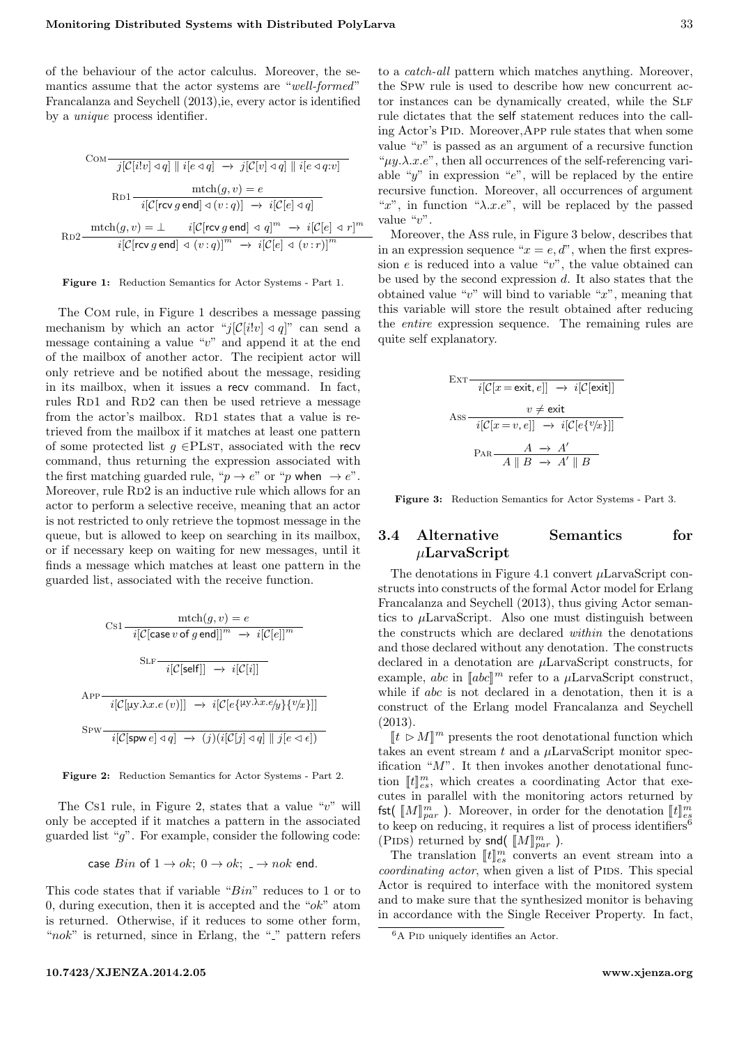of the behaviour of the actor calculus. Moreover, the semantics assume that the actor systems are "*well-formed*" Francalanza and Seychell (2013),ie, every actor is identified by a *unique* process identifier.

$$\textsc{Com}\;\frac{}{j[\mathcal{C}[i!v] \lhd q] \parallel i[e \lhd q] \;\rightarrow\; j[\mathcal{C}[v] \lhd q] \parallel i[e \lhd q{:}v]}$$

$$\textsc{Rd1}\;\frac{\mathrm{mtch}(g,v) = e}{i[\mathcal{C}[\mathsf{rcv}\; g\; \mathsf{end}] \lhd (v:q)] \;\rightarrow\; i[\mathcal{C}[e] \lhd q]}$$

$$\textsc{Rd2}\;\frac{\mathrm{mtch}(g,v) = \bot \qquad i[\mathcal{C}[\mathsf{rcv}\; g\; \mathsf{end}] \lhd q]^m \;\rightarrow\; i[\mathcal{C}[e] \lhd r]^m}{i[\mathcal{C}[\mathsf{rcv}\; g\; \mathsf{end}] \lhd (v:q)]^m \;\rightarrow\; i[\mathcal{C}[e] \lhd (v:r)]^m}$$

**Figure 1:** Reduction Semantics for Actor Systems - Part 1.

The Com rule, in Figure 1 describes a message passing mechanism by which an actor "$j[\mathcal{C}[i!v] \lhd q]$" can send a message containing a value "$v$" and append it at the end of the mailbox of another actor. The recipient actor will only retrieve and be notified about the message, residing in its mailbox, when it issues a recv command. In fact, rules Rd1 and Rd2 can then be used retrieve a message from the actor's mailbox. Rd1 states that a value is retrieved from the mailbox if it matches at least one pattern of some protected list $g \in$PLst, associated with the recv command, thus returning the expression associated with the first matching guarded rule, "$p \rightarrow e$" or "$p$ when $\rightarrow e$". Moreover, rule Rd2 is an inductive rule which allows for an actor to perform a selective receive, meaning that an actor is not restricted to only retrieve the topmost message in the queue, but is allowed to keep on searching in its mailbox, or if necessary keep on waiting for new messages, until it finds a message which matches at least one pattern in the guarded list, associated with the receive function.

$$\textsc{Cs1}\;\frac{\mathrm{mtch}(g,v) = e}{i[\mathcal{C}[\mathsf{case}\; v\; \mathsf{of}\; g\; \mathsf{end}]]^m \;\rightarrow\; i[\mathcal{C}[e]]^m}$$

$$\textsc{Slf}\;\frac{}{i[\mathcal{C}[\mathsf{self}]] \;\rightarrow\; i[\mathcal{C}[i]]}$$

$$\textsc{App}\;\frac{}{i[\mathcal{C}[\mu y.\lambda x.e\,(v)]] \;\rightarrow\; i[\mathcal{C}[e\{^{\mu y.\lambda x.e}/_{y}\}\{^{v}/_{x}\}]]}$$

$$\textsc{Spw}\;\frac{}{i[\mathcal{C}[\mathsf{spw}\; e] \lhd q] \;\rightarrow\; (j)(i[\mathcal{C}[j] \lhd q] \parallel j[e \lhd \epsilon])}$$

**Figure 2:** Reduction Semantics for Actor Systems - Part 2.

The Cs1 rule, in Figure 2, states that a value "$v$" will only be accepted if it matches a pattern in the associated guarded list "$g$". For example, consider the following code:

case $Bin$ of $1 \rightarrow ok$; $0 \rightarrow ok$; $\_ \rightarrow nok$ end.

This code states that if variable "$Bin$" reduces to 1 or to 0, during execution, then it is accepted and the "$ok$" atom is returned. Otherwise, if it reduces to some other form, "$nok$" is returned, since in Erlang, the "_" pattern refers to a *catch-all* pattern which matches anything. Moreover, the Spw rule is used to describe how new concurrent actor instances can be dynamically created, while the Slf rule dictates that the self statement reduces into the calling Actor's Pid. Moreover,App rule states that when some value "$v$" is passed as an argument of a recursive function "$\mu y.\lambda.x.e$", then all occurrences of the self-referencing variable "$y$" in expression "$e$", will be replaced by the entire recursive function. Moreover, all occurrences of argument "$x$", in function "$\lambda.x.e$", will be replaced by the passed value "$v$".

Moreover, the Ass rule, in Figure 3 below, describes that in an expression sequence "$x = e, d$", when the first expression $e$ is reduced into a value "$v$", the value obtained can be used by the second expression $d$. It also states that the obtained value "$v$" will bind to variable "$x$", meaning that this variable will store the result obtained after reducing the *entire* expression sequence. The remaining rules are quite self explanatory.

$$\textsc{Ext}\;\frac{}{i[\mathcal{C}[x = \mathsf{exit}, e]] \;\rightarrow\; i[\mathcal{C}[\mathsf{exit}]]}$$

$$\textsc{Ass}\;\frac{v \neq \mathsf{exit}}{i[\mathcal{C}[x = v, e]] \;\rightarrow\; i[\mathcal{C}[e\{^{v}/_{x}\}]]}$$

$$\textsc{Par}\;\frac{A \;\rightarrow\; A'}{A \parallel B \;\rightarrow\; A' \parallel B}$$

**Figure 3:** Reduction Semantics for Actor Systems - Part 3.

### 3.4 Alternative Semantics for $\mu$LarvaScript

The denotations in Figure 4.1 convert $\mu$LarvaScript constructs into constructs of the formal Actor model for Erlang Francalanza and Seychell (2013), thus giving Actor semantics to $\mu$LarvaScript. Also one must distinguish between the constructs which are declared *within* the denotations and those declared without any denotation. The constructs declared in a denotation are $\mu$LarvaScript constructs, for example, $abc$ in $[\![abc]\!]^m$ refer to a $\mu$LarvaScript construct, while if $abc$ is not declared in a denotation, then it is a construct of the Erlang model Francalanza and Seychell (2013).

$[\![t \rhd M]\!]^m$ presents the root denotational function which takes an event stream $t$ and a $\mu$LarvaScript monitor specification "$M$". It then invokes another denotational function $[\![t]\!]^m_{es}$, which creates a coordinating Actor that executes in parallel with the monitoring actors returned by fst( $[\![M]\!]^m_{par}$ ). Moreover, in order for the denotation $[\![t]\!]^m_{es}$ to keep on reducing, it requires a list of process identifiers[6] (Pids) returned by snd( $[\![M]\!]^m_{par}$ ).

The translation $[\![t]\!]^m_{es}$ converts an event stream into a *coordinating actor*, when given a list of Pids. This special Actor is required to interface with the monitored system and to make sure that the synthesized monitor is behaving in accordance with the Single Receiver Property. In fact,

[6] A Pid uniquely identifies an Actor.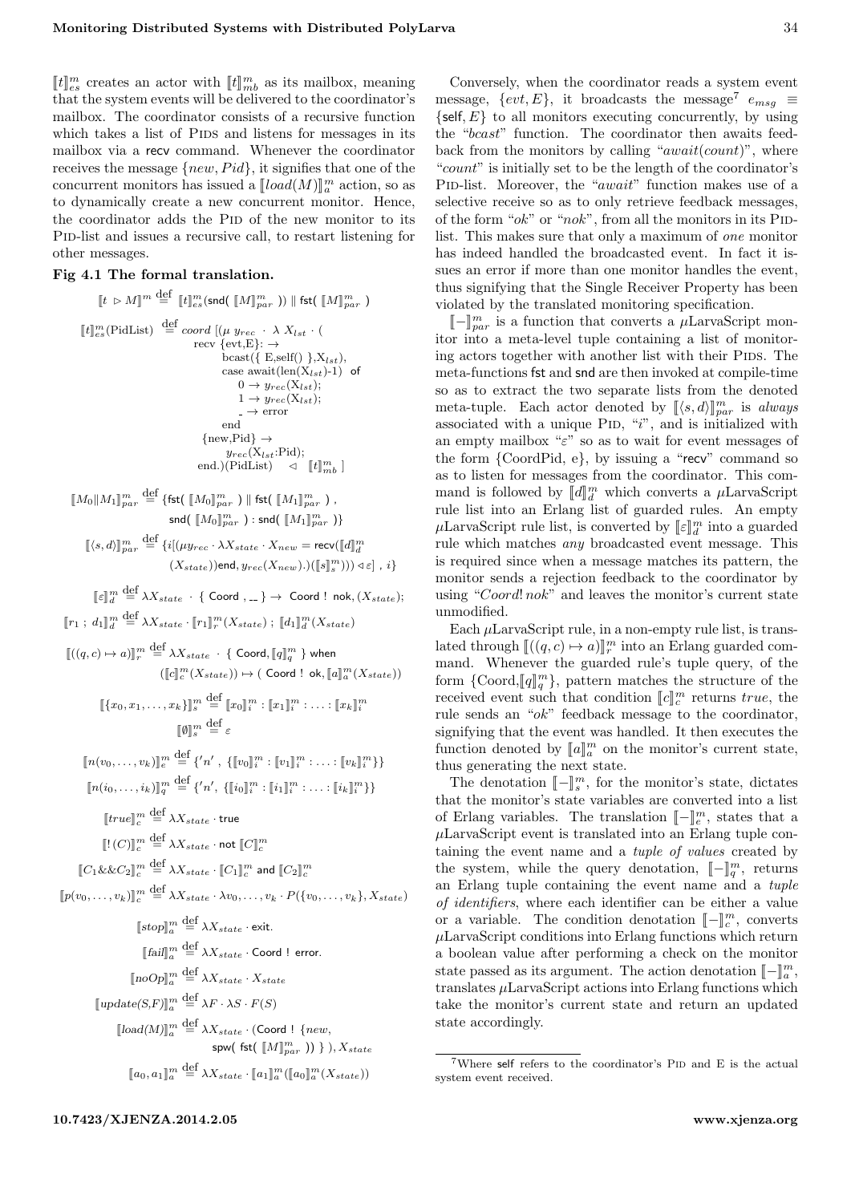$[\![t]\!]^m_{es}$ creates an actor with $[\![t]\!]^m_{mb}$ as its mailbox, meaning that the system events will be delivered to the coordinator's mailbox. The coordinator consists of a recursive function which takes a list of PIDs and listens for messages in its mailbox via a recv command. Whenever the coordinator receives the message $\{new, Pid\}$, it signifies that one of the concurrent monitors has issued a $[\![load(M)]\!]^m_a$ action, so as to dynamically create a new concurrent monitor. Hence, the coordinator adds the PID of the new monitor to its PID-list and issues a recursive call, to restart listening for other messages.

**Fig 4.1 The formal translation.**

$$[\![t \rhd M]\!]^m \stackrel{\text{def}}{=} [\![t]\!]^m_{es}(\mathsf{snd}(\ [\![M]\!]^m_{par}\ ))\ \|\ \mathsf{fst}(\ [\![M]\!]^m_{par}\ )$$

$$\begin{aligned}[\![t]\!]^m_{es}(\text{PidList}) \stackrel{\text{def}}{=} coord\ [(\mu\ y_{rec}\ \cdot\ \lambda\ X_{lst}\ \cdot\ (&\\ &\text{recv }\{\text{evt,E}\}: \rightarrow\\ &\quad \text{bcast}(\{\ \text{E,self}()\ \},X_{lst}),\\ &\quad \text{case await}(\text{len}(X_{lst})\text{-}1)\ \ \text{of}\\ &\qquad 0 \rightarrow y_{rec}(X_{lst});\\ &\qquad 1 \rightarrow y_{rec}(X_{lst});\\ &\qquad \_ \rightarrow \text{error}\\ &\quad \text{end}\\ &\{\text{new,Pid}\} \rightarrow\\ &\quad y_{rec}(X_{lst}\text{:Pid});\\ &\text{end.})(\text{PidList})\quad \lhd\quad [\![t]\!]^m_{mb}\ ]\end{aligned}$$

$$[\![M_0\|M_1]\!]^m_{par} \stackrel{\text{def}}{=} \{\mathsf{fst}(\ [\![M_0]\!]^m_{par}\ )\ \|\ \mathsf{fst}(\ [\![M_1]\!]^m_{par}\ )\ ,\ \mathsf{snd}(\ [\![M_0]\!]^m_{par}\ ) : \mathsf{snd}(\ [\![M_1]\!]^m_{par}\ )\}$$

$$[\![\langle s,d\rangle]\!]^m_{par} \stackrel{\text{def}}{=} \{i[(\mu y_{rec}\cdot\lambda X_{state}\cdot X_{new} = \mathsf{recv}([\![d]\!]^m_d\ (X_{state}))\mathsf{end}, y_{rec}(X_{new}).)([\![s]\!]^m_s)))\lhd\varepsilon]\ ,\ i\}$$

$$[\![\varepsilon]\!]^m_d \stackrel{\text{def}}{=} \lambda X_{state}\ \cdot\ \{\ \mathsf{Coord}\ ,\ \_\_\ \} \rightarrow\ \mathsf{Coord}\ !\ \mathsf{nok}, (X_{state});$$

$$[\![r_1\ ;\ d_1]\!]^m_d \stackrel{\text{def}}{=} \lambda X_{state}\cdot [\![r_1]\!]^m_r(X_{state})\ ;\ [\![d_1]\!]^m_d(X_{state})$$

$$[\![((q,c)\mapsto a)]\!]^m_r \stackrel{\text{def}}{=} \lambda X_{state}\ \cdot\ \{\ \mathsf{Coord}, [\![q]\!]^m_q\ \}\ \mathsf{when}\ ([\![c]\!]^m_c(X_{state})) \mapsto (\ \mathsf{Coord}\ !\ \mathsf{ok}, [\![a]\!]^m_a(X_{state}))$$

$$[\![\{x_0,x_1,\ldots,x_k\}]\!]^m_s \stackrel{\text{def}}{=} [\![x_0]\!]^m_i : [\![x_1]\!]^m_i : \ldots : [\![x_k]\!]^m_i$$

$$[\![\emptyset]\!]^m_s \stackrel{\text{def}}{=} \varepsilon$$

$$[\![n(v_0,\ldots,v_k)]\!]^m_e \stackrel{\text{def}}{=} \{'n'\ ,\ \{[\![v_0]\!]^m_i : [\![v_1]\!]^m_i : \ldots : [\![v_k]\!]^m_i\}\}$$

$$[\![n(i_0,\ldots,i_k)]\!]^m_q \stackrel{\text{def}}{=} \{'n',\ \{[\![i_0]\!]^m_i : [\![i_1]\!]^m_i : \ldots : [\![i_k]\!]^m_i\}\}$$

$$[\![true]\!]^m_c \stackrel{\text{def}}{=} \lambda X_{state}\cdot \mathsf{true}$$

$$[\![!\,(C)]\!]^m_c \stackrel{\text{def}}{=} \lambda X_{state}\cdot \mathsf{not}\ [\![C]\!]^m_c$$

$$[\![C_1\&\&C_2]\!]^m_c \stackrel{\text{def}}{=} \lambda X_{state}\cdot [\![C_1]\!]^m_c\ \mathsf{and}\ [\![C_2]\!]^m_c$$

$$[\![p(v_0,\ldots,v_k)]\!]^m_c \stackrel{\text{def}}{=} \lambda X_{state}\cdot \lambda v_0,\ldots,v_k\cdot P(\{v_0,\ldots,v_k\},X_{state})$$

$$[\![stop]\!]^m_a \stackrel{\text{def}}{=} \lambda X_{state}\cdot \mathsf{exit}.$$

$$[\![fail]\!]^m_a \stackrel{\text{def}}{=} \lambda X_{state}\cdot \mathsf{Coord}\ !\ \mathsf{error}.$$

$$[\![noOp]\!]^m_a \stackrel{\text{def}}{=} \lambda X_{state}\cdot X_{state}$$

$$[\![update(S,F)]\!]^m_a \stackrel{\text{def}}{=} \lambda F\cdot\lambda S\cdot F(S)$$

$$[\![load(M)]\!]^m_a \stackrel{\text{def}}{=} \lambda X_{state}\cdot (\mathsf{Coord}\ !\ \{new,\ \mathsf{spw}(\ \mathsf{fst}(\ [\![M]\!]^m_{par}\ ))\ \}\ ), X_{state}$$

$$[\![a_0,a_1]\!]^m_a \stackrel{\text{def}}{=} \lambda X_{state}\cdot [\![a_1]\!]^m_a([\![a_0]\!]^m_a(X_{state}))$$

Conversely, when the coordinator reads a system event message, $\{evt, E\}$, it broadcasts the message[7] $e_{msg} \equiv \{\mathsf{self}, E\}$ to all monitors executing concurrently, by using the "*bcast*" function. The coordinator then awaits feedback from the monitors by calling "*await(count)*", where "*count*" is initially set to be the length of the coordinator's PID-list. Moreover, the "*await*" function makes use of a selective receive so as to only retrieve feedback messages, of the form "*ok*" or "*nok*", from all the monitors in its PID-list. This makes sure that only a maximum of *one* monitor has indeed handled the broadcasted event. In fact it issues an error if more than one monitor handles the event, thus signifying that the Single Receiver Property has been violated by the translated monitoring specification.

$[\![-]\!]^m_{par}$ is a function that converts a $\mu$LarvaScript monitor into a meta-level tuple containing a list of monitoring actors together with another list with their PIDs. The meta-functions fst and snd are then invoked at compile-time so as to extract the two separate lists from the denoted meta-tuple. Each actor denoted by $[\![\langle s,d\rangle]\!]^m_{par}$ is *always* associated with a unique PID, "$i$", and is initialized with an empty mailbox "$\varepsilon$" so as to wait for event messages of the form {CoordPid, e}, by issuing a "recv" command so as to listen for messages from the coordinator. This command is followed by $[\![d]\!]^m_d$ which converts a $\mu$LarvaScript rule list into an Erlang list of guarded rules. An empty $\mu$LarvaScript rule list, is converted by $[\![\varepsilon]\!]^m_d$ into a guarded rule which matches *any* broadcasted event message. This is required since when a message matches its pattern, the monitor sends a rejection feedback to the coordinator by using "*Coord*! *nok*" and leaves the monitor's current state unmodified.

Each $\mu$LarvaScript rule, in a non-empty rule list, is translated through $[\![((q,c)\mapsto a)]\!]^m_r$ into an Erlang guarded command. Whenever the guarded rule's tuple query, of the form $\{\text{Coord},[\![q]\!]^m_q\}$, pattern matches the structure of the received event such that condition $[\![c]\!]^m_c$ returns *true*, the rule sends an "*ok*" feedback message to the coordinator, signifying that the event was handled. It then executes the function denoted by $[\![a]\!]^m_a$ on the monitor's current state, thus generating the next state.

The denotation $[\![-]\!]^m_s$, for the monitor's state, dictates that the monitor's state variables are converted into a list of Erlang variables. The translation $[\![-]\!]^m_e$, states that a $\mu$LarvaScript event is translated into an Erlang tuple containing the event name and a *tuple of values* created by the system, while the query denotation, $[\![-]\!]^m_q$, returns an Erlang tuple containing the event name and a *tuple of identifiers*, where each identifier can be either a value or a variable. The condition denotation $[\![-]\!]^m_c$, converts $\mu$LarvaScript conditions into Erlang functions which return a boolean value after performing a check on the monitor state passed as its argument. The action denotation $[\![-]\!]^m_a$, translates $\mu$LarvaScript actions into Erlang functions which take the monitor's current state and return an updated state accordingly.

[7] Where self refers to the coordinator's PID and E is the actual system event received.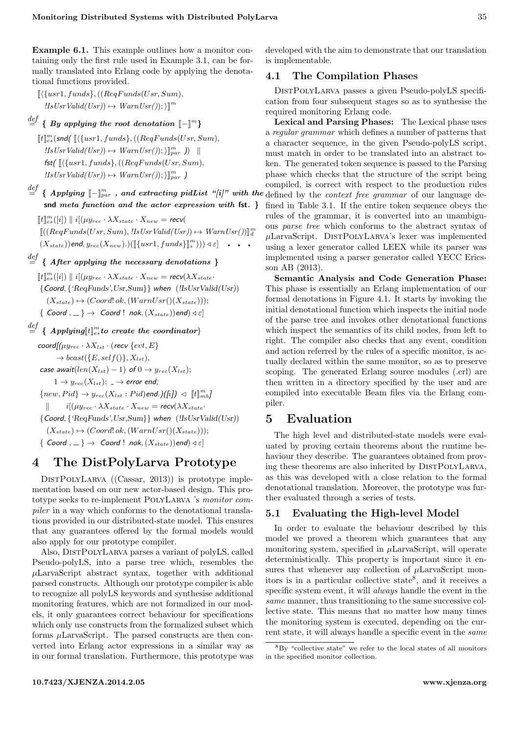**Example 6.1.** This example outlines how a monitor containing only the first rule used in Example 3.1, can be formally translated into Erlang code by applying the denotational functions provided.

$$[\![\langle\{usr1, funds\}, ((ReqFunds(Usr, Sum), \; !IsUsrValid(Usr)) \mapsto WarnUsr()); \rangle]\!]^m$$

$\stackrel{def}{=}$ **{ *By applying the root denotation* $[\![-]\!]^m$ }**

$$[\![t]\!]^m_{es}(\textsf{snd}(\,[\![\langle\{usr1, funds\}, ((ReqFunds(Usr, Sum), \; !IsUsrValid(Usr)) \mapsto WarnUsr()); \rangle]\!]^m_{par}\,)) \;\; \| \;\; \textsf{fst}(\,[\![\langle\{usr1, funds\}, ((ReqFunds(Usr, Sum), \; !IsUsrValid(Usr)) \mapsto WarnUsr()); \rangle]\!]^m_{par}\,)$$

$\stackrel{def}{=}$ **{ *Applying* $[\![-]\!]^m_{par}$ *, and extracting pidList "[i]" with the* snd *meta function and the actor expression with* fst. }**

$$[\![t]\!]^m_{es}([i]) \parallel i[(\mu y_{rec} \cdot \lambda X_{state} \cdot X_{new} = \textsf{recv}( [\![((ReqFunds(Usr, Sum), !IsUsrValid(Usr)) \mapsto WarnUsr())]\!]^m_d (X_{state}))\textsf{end}, y_{rec}(X_{new}).)([\![\{usr1, funds\}]\!]^m_s))) \triangleleft \varepsilon] \quad \bullet \bullet \bullet$$

$\stackrel{def}{=}$ **{ *After applying the necessary denotations* }**

$$[\![t]\!]^m_{es}([i]) \parallel i[(\mu y_{rec} \cdot \lambda X_{state} \cdot X_{new} = \textsf{recv}(\lambda X_{state} \cdot \{\textsf{Coord}, \{\textsf{'ReqFunds'}, \textsf{Usr}, \textsf{Sum}\}\} \; \textsf{when} \; (!IsUsrValid(Usr)) (X_{state}) \mapsto (Coord!\,ok, (WarnUsr()(X_{state}))); \{\, \textsf{Coord}\,, \_ \,\} \to \textsf{Coord} \,!\, \textsf{nok}, (X_{state}))\textsf{end}) \triangleleft \varepsilon]$$

$\stackrel{def}{=}$ **{ *Applying* $[\![t]\!]^m_{es}$ *to create the coordinator* }**

$$\begin{aligned}&\textsf{coord}[(\mu y_{rec} \cdot \lambda X_{lst} \cdot (\textsf{recv}\ \{evt, E\} \to bcast(\{E, self()\}, X_{lst}),\\ &\textsf{case}\ \textsf{await}(len(X_{lst}) - 1)\ \textsf{of}\ 0 \to y_{rec}(X_{lst});\ 1 \to y_{rec}(X_{lst});\ \_ \to \textsf{error end};\\ &\{new, Pid\} \to y_{rec}(X_{lst} : Pid)\textsf{end}.)([i]) \triangleleft [\![t]\!]^m_{mb}]\\ &\parallel \quad i[(\mu y_{rec} \cdot \lambda X_{state} \cdot X_{new} = \textsf{recv}(\lambda X_{state} \cdot \{\textsf{Coord}, \{\textsf{'ReqFunds'}, \textsf{Usr}, \textsf{Sum}\}\}\ \textsf{when}\ (!IsUsrValid(Usr))\\ &(X_{state}) \mapsto (Coord!\,ok, (WarnUsr()(X_{state})));\ \{\, \textsf{Coord}\,, \_ \,\} \to \textsf{Coord}\,!\,\textsf{nok}, (X_{state}))\textsf{end}) \triangleleft \varepsilon]\end{aligned}$$

# 4 The DistPolyLarva Prototype

DistPolyLarva ((Cassar, 2013)) is prototype implementation based on our new actor-based design. This prototype seeks to re-implement PolyLarva 's *monitor compiler* in a way which conforms to the denotational translations provided in our distributed-state model. This ensures that any guarantees offered by the formal models would also apply for our prototype compiler.

Also, DistPolyLarva parses a variant of polyLS, called Pseudo-polyLS, into a parse tree which, resembles the $\mu$LarvaScript abstract syntax, together with additional parsed constructs. Although our prototype compiler is able to recognize all polyLS keywords and synthesise additional monitoring features, which are not formalized in our models, it only guarantees correct behaviour for specifications which only use constructs from the formalized subset which forms $\mu$LarvaScript. The parsed constructs are then converted into Erlang actor expressions in a similar way as in our formal translation. Furthermore, this prototype was developed with the aim to demonstrate that our translation is implementable.

## 4.1 The Compilation Phases

DistPolyLarva passes a given Pseudo-polyLS specification from four subsequent stages so as to synthesise the required monitoring Erlang code.

**Lexical and Parsing Phases:** The Lexical phase uses a *regular grammar* which defines a number of patterns that a character sequence, in the given Pseudo-polyLS script, must match in order to be translated into an abstract token. The generated token sequence is passed to the Parsing phase which checks that the structure of the script being compiled, is correct with respect to the production rules defined by the *context free grammar* of our language defined in Table 3.1. If the entire token sequence obeys the rules of the grammar, it is converted into an unambiguous *parse tree* which conforms to the abstract syntax of $\mu$LarvaScript. DistPolyLarva's lexer was implemented using a lexer generator called LEEX while its parser was implemented using a parser generator called YECC Ericsson AB (2013).

**Semantic Analysis and Code Generation Phase:** This phase is essentially an Erlang implementation of our formal denotations in Figure 4.1. It starts by invoking the initial denotational function which inspects the initial node of the parse tree and invokes other denotational functions which inspect the semantics of its child nodes, from left to right. The compiler also checks that any event, condition and action referred by the rules of a specific monitor, is actually declared within the same monitor, so as to preserve scoping. The generated Erlang source modules (.erl) are then written in a directory specified by the user and are compiled into executable Beam files via the Erlang compiler.

# 5 Evaluation

The high level and distributed-state models were evaluated by proving certain theorems about the runtime behaviour they describe. The guarantees obtained from proving these theorems are also inherited by DistPolyLarva, as this was developed with a close relation to the formal denotational translation. Moreover, the prototype was further evaluated through a series of tests.

## 5.1 Evaluating the High-level Model

In order to evaluate the behaviour described by this model we proved a theorem which guarantees that any monitoring system, specified in $\mu$LarvaScript, will operate deterministically. This property is important since it ensures that whenever any collection of $\mu$LarvaScript monitors is in a particular collective state[8], and it receives a specific system event, it will *always* handle the event in the *same* manner, thus transitioning to the same successive collective state. This means that no matter how many times the monitoring system is executed, depending on the current state, it will always handle a specific event in the *same*

[8] By "collective state" we refer to the local states of all monitors in the specified monitor collection.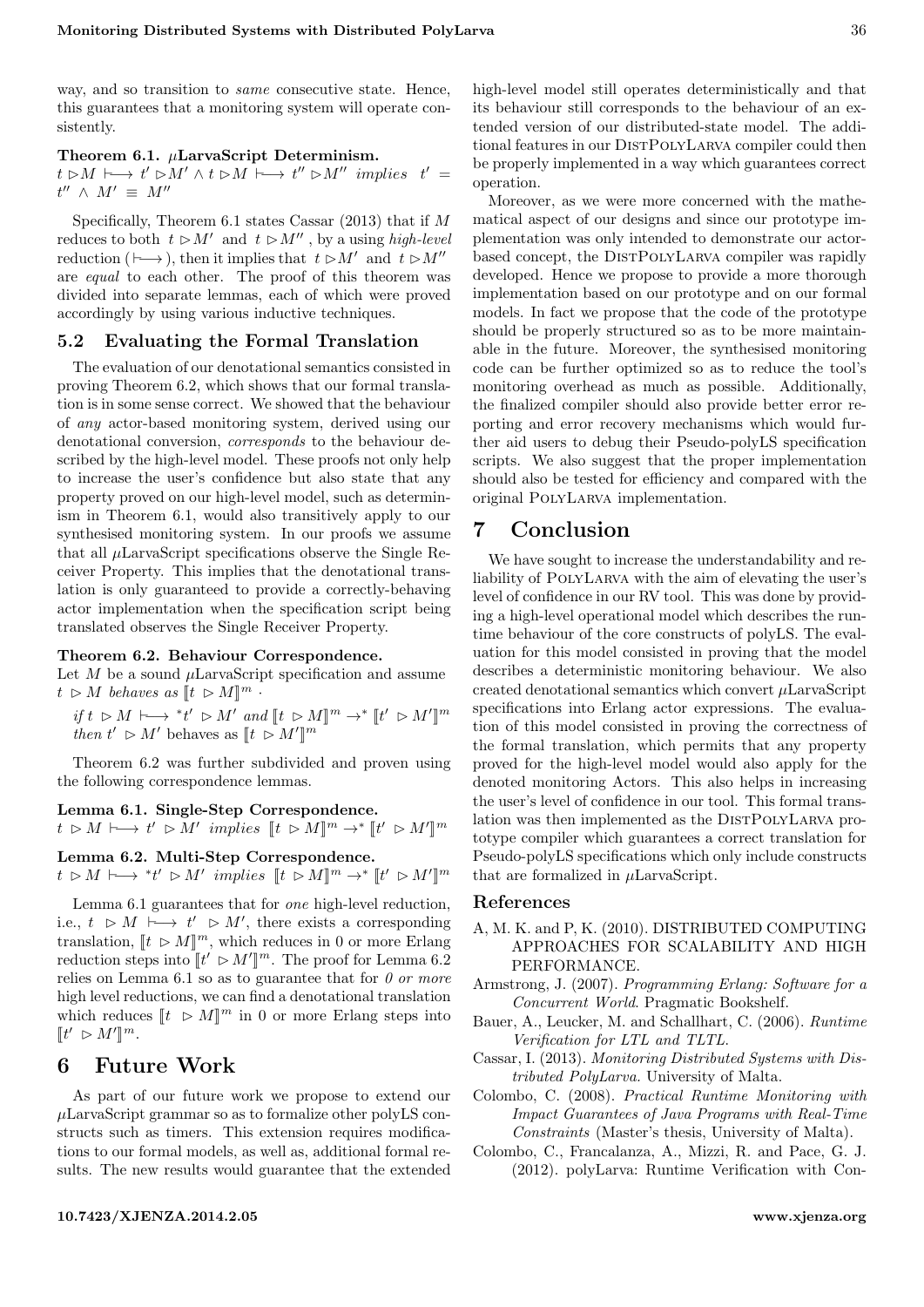way, and so transition to *same* consecutive state. Hence, this guarantees that a monitoring system will operate consistently.

**Theorem 6.1. $\mu$LarvaScript Determinism.**
$t \triangleright M \longmapsto t' \triangleright M' \wedge t \triangleright M \longmapsto t'' \triangleright M''$ *implies* $t' = t'' \wedge M' \equiv M''$

Specifically, Theorem 6.1 states Cassar (2013) that if $M$ reduces to both $t \triangleright M'$ and $t \triangleright M''$, by a using *high-level* reduction ($\longmapsto$), then it implies that $t \triangleright M'$ and $t \triangleright M''$ are *equal* to each other. The proof of this theorem was divided into separate lemmas, each of which were proved accordingly by using various inductive techniques.

## 5.2 Evaluating the Formal Translation

The evaluation of our denotational semantics consisted in proving Theorem 6.2, which shows that our formal translation is in some sense correct. We showed that the behaviour of *any* actor-based monitoring system, derived using our denotational conversion, *corresponds* to the behaviour described by the high-level model. These proofs not only help to increase the user's confidence but also state that any property proved on our high-level model, such as determinism in Theorem 6.1, would also transitively apply to our synthesised monitoring system. In our proofs we assume that all $\mu$LarvaScript specifications observe the Single Receiver Property. This implies that the denotational translation is only guaranteed to provide a correctly-behaving actor implementation when the specification script being translated observes the Single Receiver Property.

**Theorem 6.2. Behaviour Correspondence.**
Let $M$ be a sound $\mu$LarvaScript specification and assume $t \triangleright M$ *behaves as* $[\![t \triangleright M]\!]^m$ ·

*if* $t \triangleright M \longmapsto {}^*t' \triangleright M'$ *and* $[\![t \triangleright M]\!]^m \rightarrow^* [\![t' \triangleright M']\!]^m$
*then* $t' \triangleright M'$ behaves as $[\![t \triangleright M']\!]^m$

Theorem 6.2 was further subdivided and proven using the following correspondence lemmas.

**Lemma 6.1. Single-Step Correspondence.**
$t \triangleright M \longmapsto t' \triangleright M'$ *implies* $[\![t \triangleright M]\!]^m \rightarrow^* [\![t' \triangleright M']\!]^m$

**Lemma 6.2. Multi-Step Correspondence.**
$t \triangleright M \longmapsto {}^*t' \triangleright M'$ *implies* $[\![t \triangleright M]\!]^m \rightarrow^* [\![t' \triangleright M']\!]^m$

Lemma 6.1 guarantees that for *one* high-level reduction, i.e., $t \triangleright M \longmapsto t' \triangleright M'$, there exists a corresponding translation, $[\![t \triangleright M]\!]^m$, which reduces in 0 or more Erlang reduction steps into $[\![t' \triangleright M']\!]^m$. The proof for Lemma 6.2 relies on Lemma 6.1 so as to guarantee that for *0 or more* high level reductions, we can find a denotational translation which reduces $[\![t \triangleright M]\!]^m$ in 0 or more Erlang steps into $[\![t' \triangleright M']\!]^m$.

# 6 Future Work

As part of our future work we propose to extend our $\mu$LarvaScript grammar so as to formalize other polyLS constructs such as timers. This extension requires modifications to our formal models, as well as, additional formal results. The new results would guarantee that the extended high-level model still operates deterministically and that its behaviour still corresponds to the behaviour of an extended version of our distributed-state model. The additional features in our DistPolyLarva compiler could then be properly implemented in a way which guarantees correct operation.

Moreover, as we were more concerned with the mathematical aspect of our designs and since our prototype implementation was only intended to demonstrate our actor-based concept, the DistPolyLarva compiler was rapidly developed. Hence we propose to provide a more thorough implementation based on our prototype and on our formal models. In fact we propose that the code of the prototype should be properly structured so as to be more maintainable in the future. Moreover, the synthesised monitoring code can be further optimized so as to reduce the tool's monitoring overhead as much as possible. Additionally, the finalized compiler should also provide better error reporting and error recovery mechanisms which would further aid users to debug their Pseudo-polyLS specification scripts. We also suggest that the proper implementation should also be tested for efficiency and compared with the original PolyLarva implementation.

# 7 Conclusion

We have sought to increase the understandability and reliability of PolyLarva with the aim of elevating the user's level of confidence in our RV tool. This was done by providing a high-level operational model which describes the runtime behaviour of the core constructs of polyLS. The evaluation for this model consisted in proving that the model describes a deterministic monitoring behaviour. We also created denotational semantics which convert $\mu$LarvaScript specifications into Erlang actor expressions. The evaluation of this model consisted in proving the correctness of the formal translation, which permits that any property proved for the high-level model would also apply for the denoted monitoring Actors. This also helps in increasing the user's level of confidence in our tool. This formal translation was then implemented as the DistPolyLarva prototype compiler which guarantees a correct translation for Pseudo-polyLS specifications which only include constructs that are formalized in $\mu$LarvaScript.

## References

A, M. K. and P, K. (2010). DISTRIBUTED COMPUTING APPROACHES FOR SCALABILITY AND HIGH PERFORMANCE.

Armstrong, J. (2007). *Programming Erlang: Software for a Concurrent World*. Pragmatic Bookshelf.

Bauer, A., Leucker, M. and Schallhart, C. (2006). *Runtime Verification for LTL and TLTL*.

Cassar, I. (2013). *Monitoring Distributed Systems with Distributed PolyLarva*. University of Malta.

Colombo, C. (2008). *Practical Runtime Monitoring with Impact Guarantees of Java Programs with Real-Time Constraints* (Master's thesis, University of Malta).

Colombo, C., Francalanza, A., Mizzi, R. and Pace, G. J. (2012). polyLarva: Runtime Verification with Con-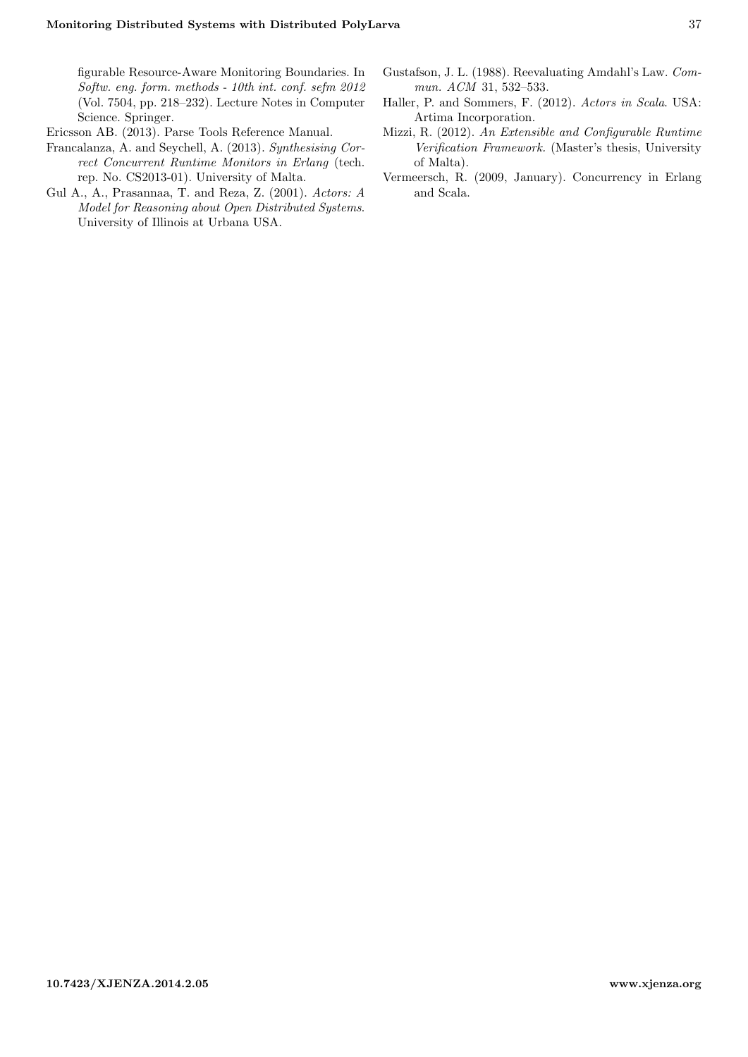figurable Resource-Aware Monitoring Boundaries. In *Softw. eng. form. methods - 10th int. conf. sefm 2012* (Vol. 7504, pp. 218–232). Lecture Notes in Computer Science. Springer.

Ericsson AB. (2013). Parse Tools Reference Manual.

Francalanza, A. and Seychell, A. (2013). *Synthesising Correct Concurrent Runtime Monitors in Erlang* (tech. rep. No. CS2013-01). University of Malta.

Gul A., A., Prasannaa, T. and Reza, Z. (2001). *Actors: A Model for Reasoning about Open Distributed Systems*. University of Illinois at Urbana USA.

Gustafson, J. L. (1988). Reevaluating Amdahl's Law. *Commun. ACM* 31, 532–533.

Haller, P. and Sommers, F. (2012). *Actors in Scala*. USA: Artima Incorporation.

Mizzi, R. (2012). *An Extensible and Configurable Runtime Verification Framework*. (Master's thesis, University of Malta).

Vermeersch, R. (2009, January). Concurrency in Erlang and Scala.